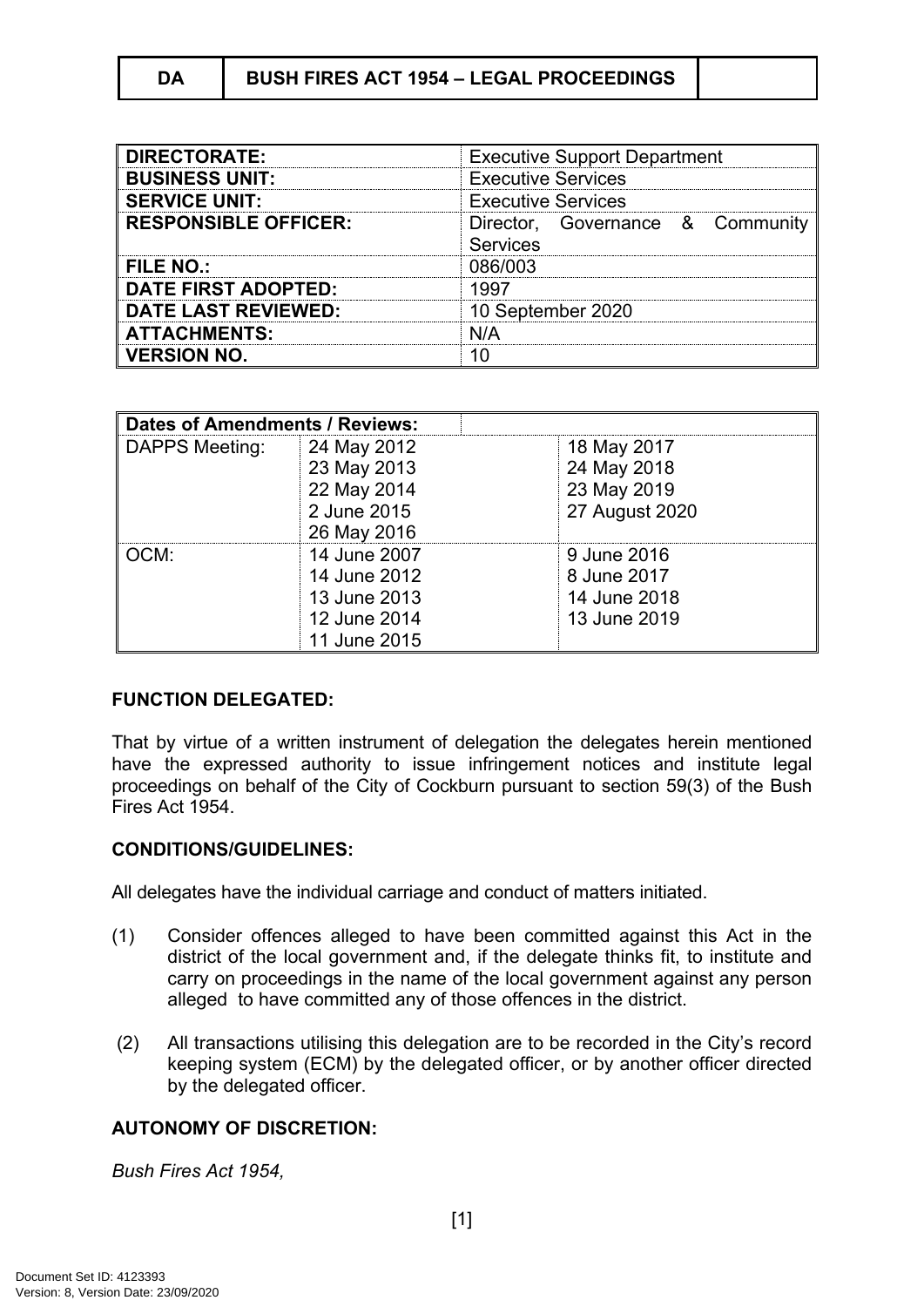| DA | BUSH FIRES ACT 1954 – LEGAL PROCEEDINGS | |
|---|---|---|

| | |
|---|---|
| **DIRECTORATE:** | Executive Support Department |
| **BUSINESS UNIT:** | Executive Services |
| **SERVICE UNIT:** | Executive Services |
| **RESPONSIBLE OFFICER:** | Director, Governance & Community Services |
| **FILE NO.:** | 086/003 |
| **DATE FIRST ADOPTED:** | 1997 |
| **DATE LAST REVIEWED:** | 10 September 2020 |
| **ATTACHMENTS:** | N/A |
| **VERSION NO.** | 10 |

| **Dates of Amendments / Reviews:** | | |
|---|---|---|
| DAPPS Meeting: | 24 May 2012<br>23 May 2013<br>22 May 2014<br>2 June 2015<br>26 May 2016 | 18 May 2017<br>24 May 2018<br>23 May 2019<br>27 August 2020 |
| OCM: | 14 June 2007<br>14 June 2012<br>13 June 2013<br>12 June 2014<br>11 June 2015 | 9 June 2016<br>8 June 2017<br>14 June 2018<br>13 June 2019 |

**FUNCTION DELEGATED:**

That by virtue of a written instrument of delegation the delegates herein mentioned have the expressed authority to issue infringement notices and institute legal proceedings on behalf of the City of Cockburn pursuant to section 59(3) of the Bush Fires Act 1954.

**CONDITIONS/GUIDELINES:**

All delegates have the individual carriage and conduct of matters initiated.

(1) Consider offences alleged to have been committed against this Act in the district of the local government and, if the delegate thinks fit, to institute and carry on proceedings in the name of the local government against any person alleged to have committed any of those offences in the district.

(2) All transactions utilising this delegation are to be recorded in the City's record keeping system (ECM) by the delegated officer, or by another officer directed by the delegated officer.

**AUTONOMY OF DISCRETION:**

*Bush Fires Act 1954,*

Document Set ID: 4123393
Version: 8, Version Date: 23/09/2020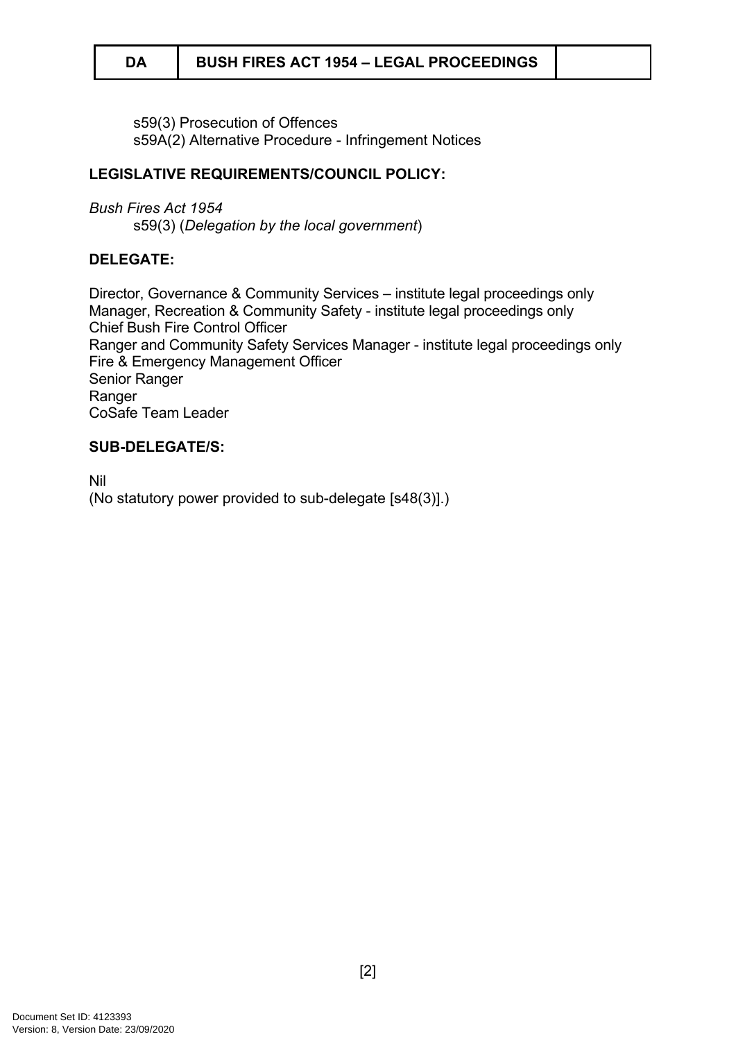| DA | BUSH FIRES ACT 1954 – LEGAL PROCEEDINGS | |
|---|---|---|

s59(3) Prosecution of Offences
s59A(2) Alternative Procedure - Infringement Notices

**LEGISLATIVE REQUIREMENTS/COUNCIL POLICY:**

*Bush Fires Act 1954*
s59(3) (*Delegation by the local government*)

**DELEGATE:**

Director, Governance & Community Services – institute legal proceedings only
Manager, Recreation & Community Safety - institute legal proceedings only
Chief Bush Fire Control Officer
Ranger and Community Safety Services Manager - institute legal proceedings only
Fire & Emergency Management Officer
Senior Ranger
Ranger
CoSafe Team Leader

**SUB-DELEGATE/S:**

Nil
(No statutory power provided to sub-delegate [s48(3)].)

Document Set ID: 4123393
Version: 8, Version Date: 23/09/2020